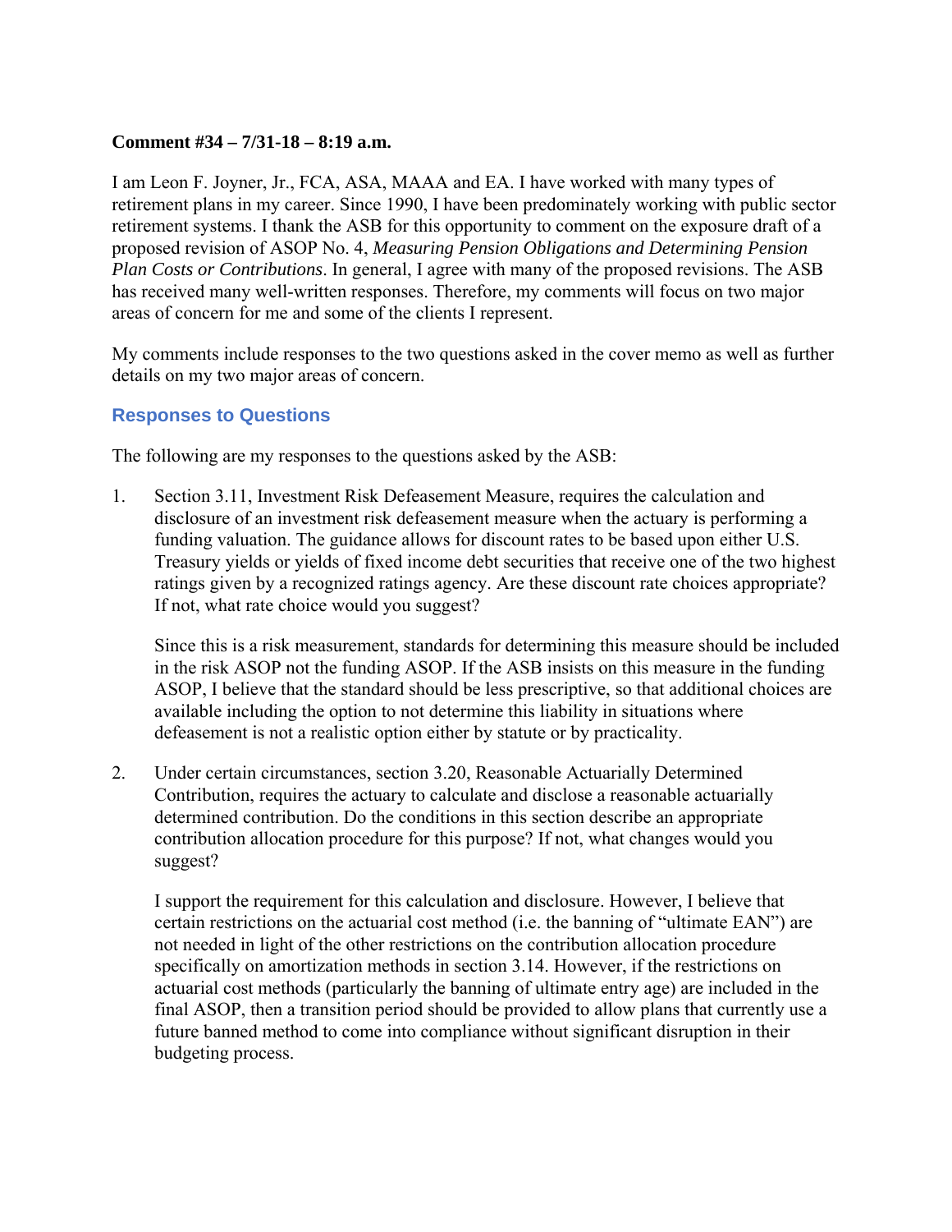**Comment #34 – 7/31-18 – 8:19 a.m.**

I am Leon F. Joyner, Jr., FCA, ASA, MAAA and EA. I have worked with many types of retirement plans in my career. Since 1990, I have been predominately working with public sector retirement systems. I thank the ASB for this opportunity to comment on the exposure draft of a proposed revision of ASOP No. 4, *Measuring Pension Obligations and Determining Pension Plan Costs or Contributions*. In general, I agree with many of the proposed revisions. The ASB has received many well-written responses. Therefore, my comments will focus on two major areas of concern for me and some of the clients I represent.

My comments include responses to the two questions asked in the cover memo as well as further details on my two major areas of concern.

## Responses to Questions

The following are my responses to the questions asked by the ASB:

1. Section 3.11, Investment Risk Defeasement Measure, requires the calculation and disclosure of an investment risk defeasement measure when the actuary is performing a funding valuation. The guidance allows for discount rates to be based upon either U.S. Treasury yields or yields of fixed income debt securities that receive one of the two highest ratings given by a recognized ratings agency. Are these discount rate choices appropriate? If not, what rate choice would you suggest?

   Since this is a risk measurement, standards for determining this measure should be included in the risk ASOP not the funding ASOP. If the ASB insists on this measure in the funding ASOP, I believe that the standard should be less prescriptive, so that additional choices are available including the option to not determine this liability in situations where defeasement is not a realistic option either by statute or by practicality.

2. Under certain circumstances, section 3.20, Reasonable Actuarially Determined Contribution, requires the actuary to calculate and disclose a reasonable actuarially determined contribution. Do the conditions in this section describe an appropriate contribution allocation procedure for this purpose? If not, what changes would you suggest?

   I support the requirement for this calculation and disclosure. However, I believe that certain restrictions on the actuarial cost method (i.e. the banning of "ultimate EAN") are not needed in light of the other restrictions on the contribution allocation procedure specifically on amortization methods in section 3.14. However, if the restrictions on actuarial cost methods (particularly the banning of ultimate entry age) are included in the final ASOP, then a transition period should be provided to allow plans that currently use a future banned method to come into compliance without significant disruption in their budgeting process.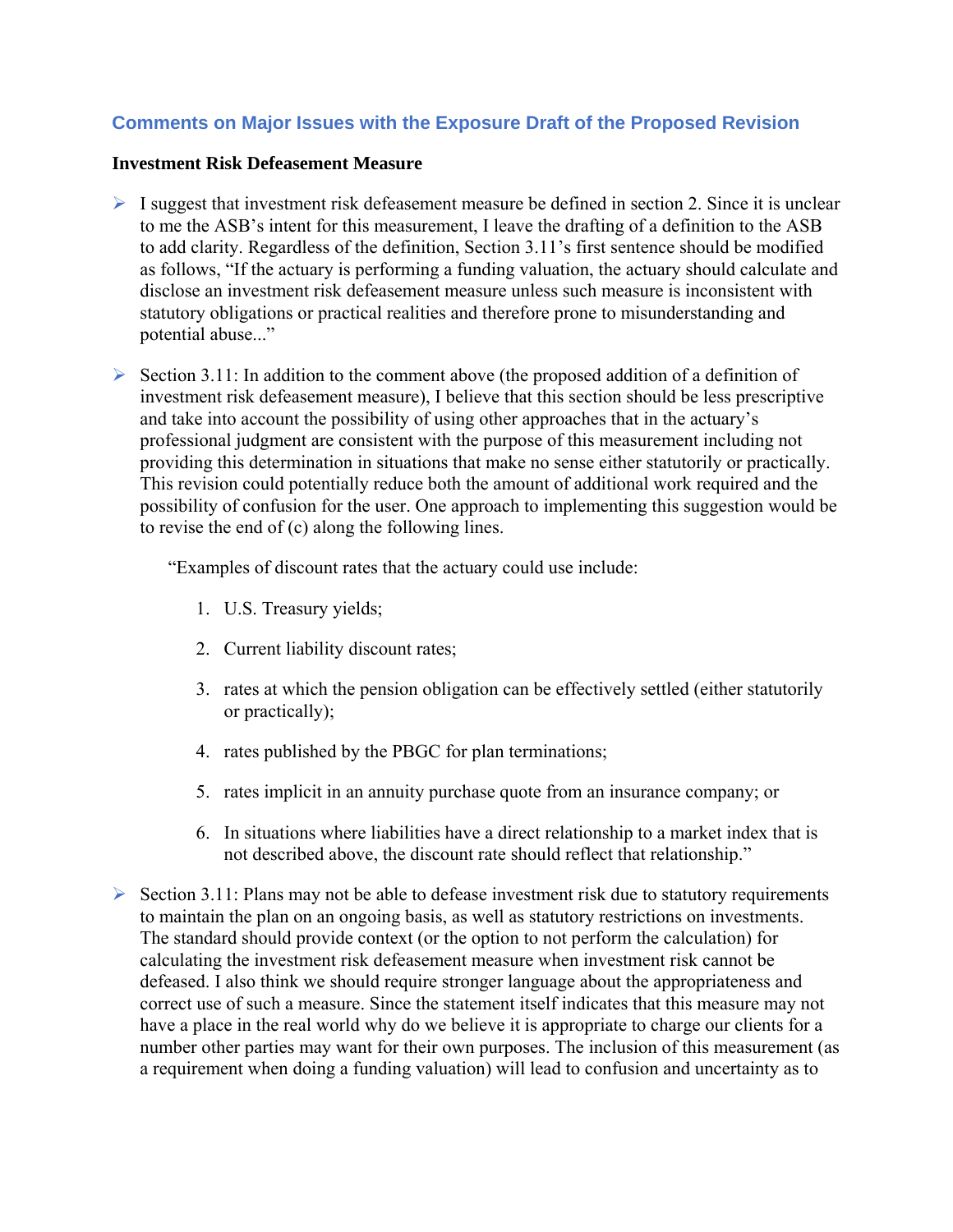## Comments on Major Issues with the Exposure Draft of the Proposed Revision

**Investment Risk Defeasement Measure**

- I suggest that investment risk defeasement measure be defined in section 2. Since it is unclear to me the ASB's intent for this measurement, I leave the drafting of a definition to the ASB to add clarity. Regardless of the definition, Section 3.11's first sentence should be modified as follows, "If the actuary is performing a funding valuation, the actuary should calculate and disclose an investment risk defeasement measure unless such measure is inconsistent with statutory obligations or practical realities and therefore prone to misunderstanding and potential abuse..."

- Section 3.11: In addition to the comment above (the proposed addition of a definition of investment risk defeasement measure), I believe that this section should be less prescriptive and take into account the possibility of using other approaches that in the actuary's professional judgment are consistent with the purpose of this measurement including not providing this determination in situations that make no sense either statutorily or practically. This revision could potentially reduce both the amount of additional work required and the possibility of confusion for the user. One approach to implementing this suggestion would be to revise the end of (c) along the following lines.

  "Examples of discount rates that the actuary could use include:

  1. U.S. Treasury yields;
  2. Current liability discount rates;
  3. rates at which the pension obligation can be effectively settled (either statutorily or practically);
  4. rates published by the PBGC for plan terminations;
  5. rates implicit in an annuity purchase quote from an insurance company; or
  6. In situations where liabilities have a direct relationship to a market index that is not described above, the discount rate should reflect that relationship."

- Section 3.11: Plans may not be able to defease investment risk due to statutory requirements to maintain the plan on an ongoing basis, as well as statutory restrictions on investments. The standard should provide context (or the option to not perform the calculation) for calculating the investment risk defeasement measure when investment risk cannot be defeased. I also think we should require stronger language about the appropriateness and correct use of such a measure. Since the statement itself indicates that this measure may not have a place in the real world why do we believe it is appropriate to charge our clients for a number other parties may want for their own purposes. The inclusion of this measurement (as a requirement when doing a funding valuation) will lead to confusion and uncertainty as to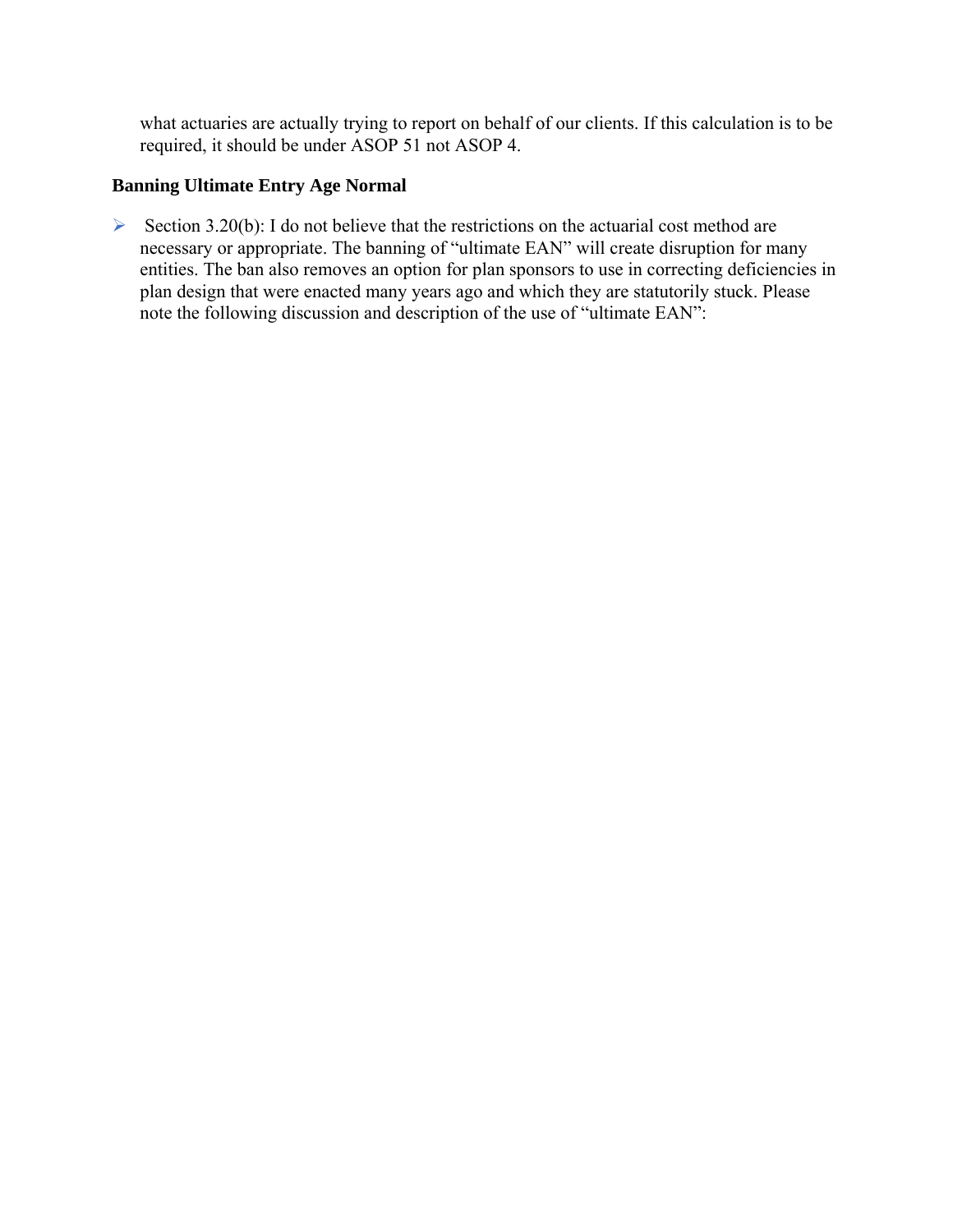what actuaries are actually trying to report on behalf of our clients. If this calculation is to be required, it should be under ASOP 51 not ASOP 4.

**Banning Ultimate Entry Age Normal**

- Section 3.20(b): I do not believe that the restrictions on the actuarial cost method are necessary or appropriate. The banning of "ultimate EAN" will create disruption for many entities. The ban also removes an option for plan sponsors to use in correcting deficiencies in plan design that were enacted many years ago and which they are statutorily stuck. Please note the following discussion and description of the use of "ultimate EAN":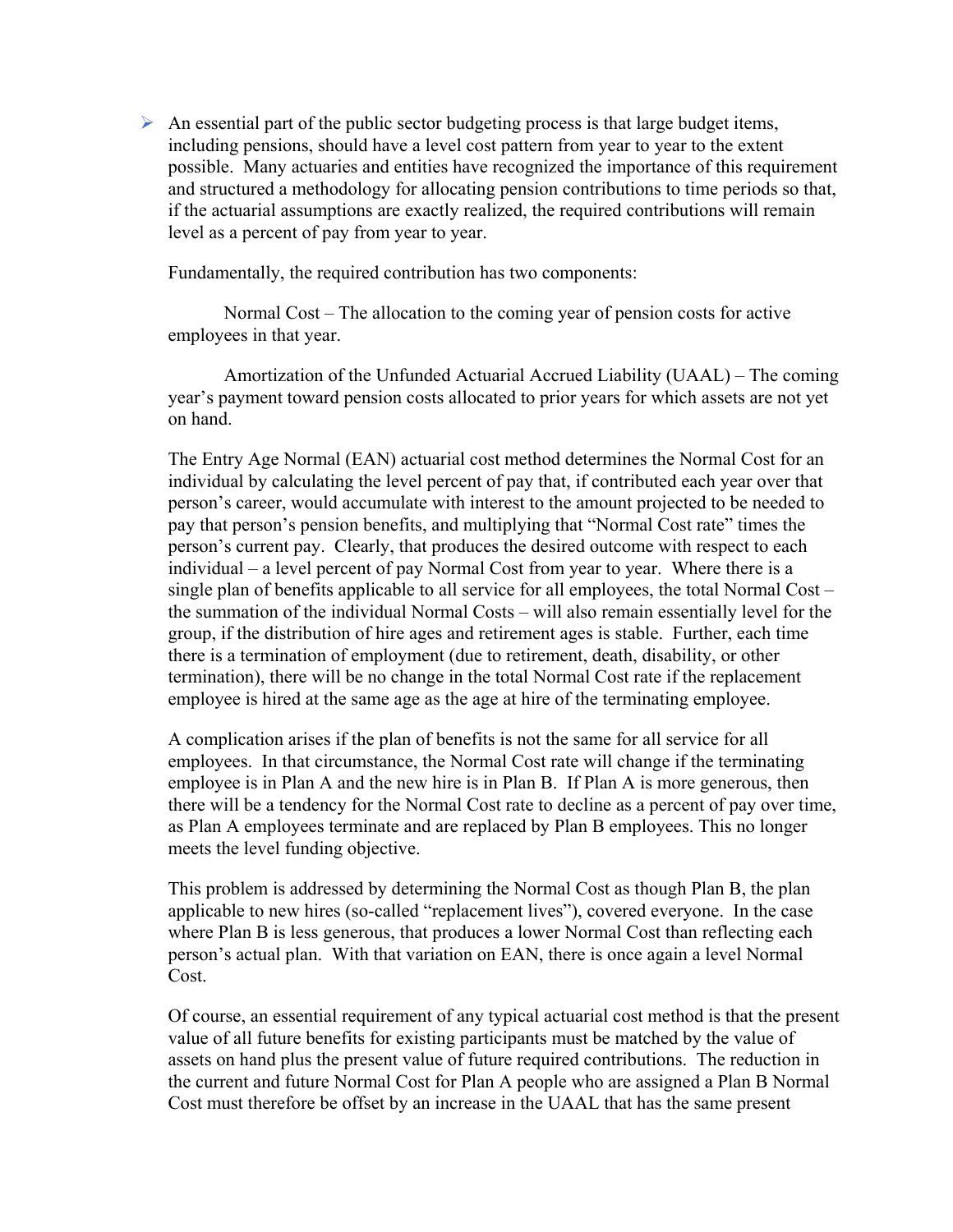- An essential part of the public sector budgeting process is that large budget items, including pensions, should have a level cost pattern from year to year to the extent possible. Many actuaries and entities have recognized the importance of this requirement and structured a methodology for allocating pension contributions to time periods so that, if the actuarial assumptions are exactly realized, the required contributions will remain level as a percent of pay from year to year.

  Fundamentally, the required contribution has two components:

  Normal Cost – The allocation to the coming year of pension costs for active employees in that year.

  Amortization of the Unfunded Actuarial Accrued Liability (UAAL) – The coming year's payment toward pension costs allocated to prior years for which assets are not yet on hand.

  The Entry Age Normal (EAN) actuarial cost method determines the Normal Cost for an individual by calculating the level percent of pay that, if contributed each year over that person's career, would accumulate with interest to the amount projected to be needed to pay that person's pension benefits, and multiplying that "Normal Cost rate" times the person's current pay. Clearly, that produces the desired outcome with respect to each individual – a level percent of pay Normal Cost from year to year. Where there is a single plan of benefits applicable to all service for all employees, the total Normal Cost – the summation of the individual Normal Costs – will also remain essentially level for the group, if the distribution of hire ages and retirement ages is stable. Further, each time there is a termination of employment (due to retirement, death, disability, or other termination), there will be no change in the total Normal Cost rate if the replacement employee is hired at the same age as the age at hire of the terminating employee.

  A complication arises if the plan of benefits is not the same for all service for all employees. In that circumstance, the Normal Cost rate will change if the terminating employee is in Plan A and the new hire is in Plan B. If Plan A is more generous, then there will be a tendency for the Normal Cost rate to decline as a percent of pay over time, as Plan A employees terminate and are replaced by Plan B employees. This no longer meets the level funding objective.

  This problem is addressed by determining the Normal Cost as though Plan B, the plan applicable to new hires (so-called "replacement lives"), covered everyone. In the case where Plan B is less generous, that produces a lower Normal Cost than reflecting each person's actual plan. With that variation on EAN, there is once again a level Normal Cost.

  Of course, an essential requirement of any typical actuarial cost method is that the present value of all future benefits for existing participants must be matched by the value of assets on hand plus the present value of future required contributions. The reduction in the current and future Normal Cost for Plan A people who are assigned a Plan B Normal Cost must therefore be offset by an increase in the UAAL that has the same present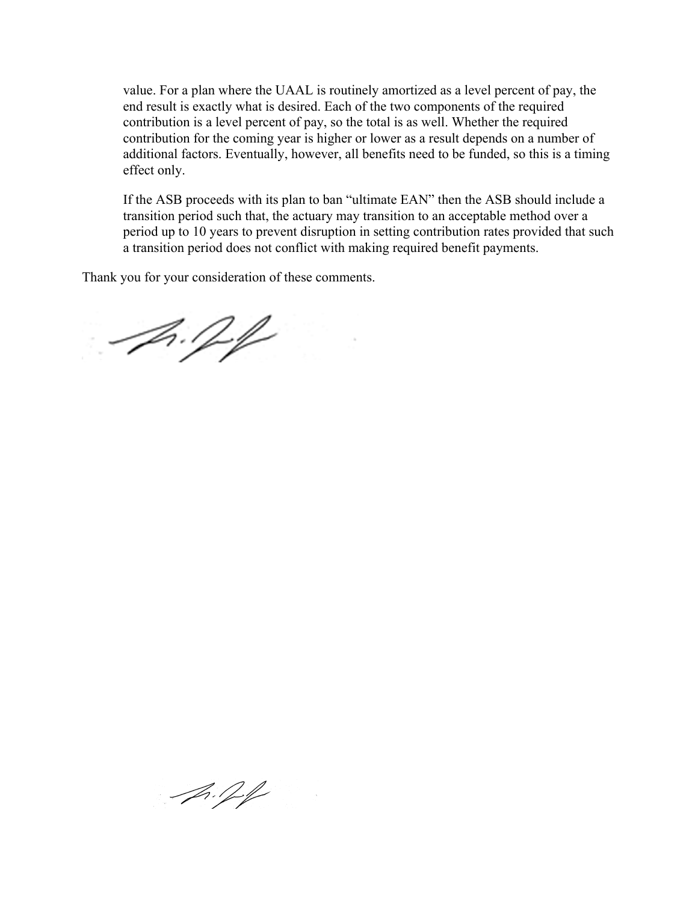value. For a plan where the UAAL is routinely amortized as a level percent of pay, the end result is exactly what is desired. Each of the two components of the required contribution is a level percent of pay, so the total is as well. Whether the required contribution for the coming year is higher or lower as a result depends on a number of additional factors. Eventually, however, all benefits need to be funded, so this is a timing effect only.

If the ASB proceeds with its plan to ban "ultimate EAN" then the ASB should include a transition period such that, the actuary may transition to an acceptable method over a period up to 10 years to prevent disruption in setting contribution rates provided that such a transition period does not conflict with making required benefit payments.

Thank you for your consideration of these comments.